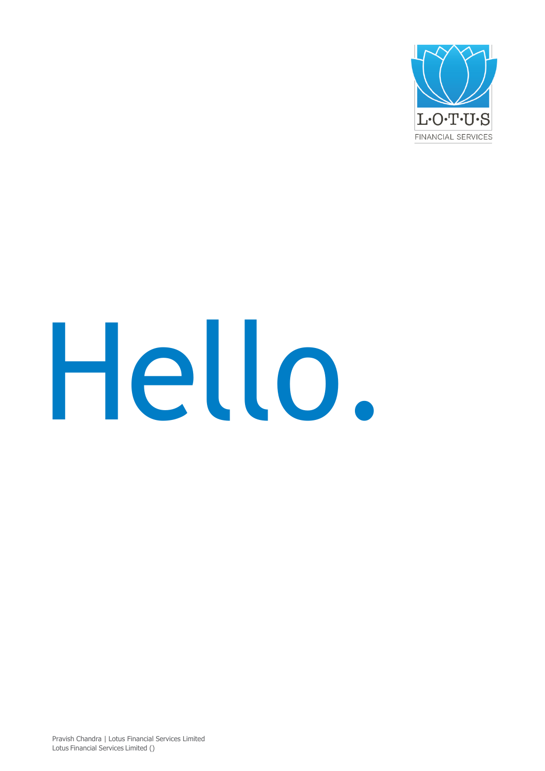L·O·T·U·S
FINANCIAL SERVICES

# Hello.

Pravish Chandra | Lotus Financial Services Limited
Lotus Financial Services Limited ()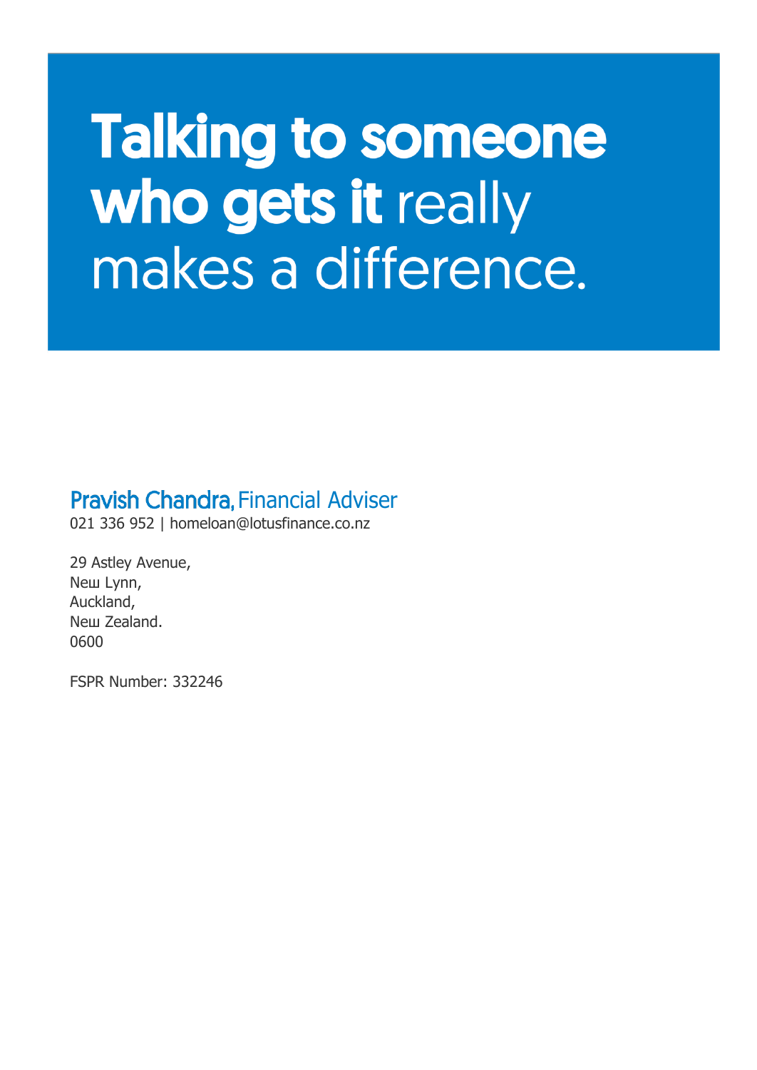# Talking to someone who gets it really makes a difference.

**Pravish Chandra,** Financial Adviser

021 336 952 | homeloan@lotusfinance.co.nz

29 Astley Avenue,
New Lynn,
Auckland,
New Zealand.
0600

FSPR Number: 332246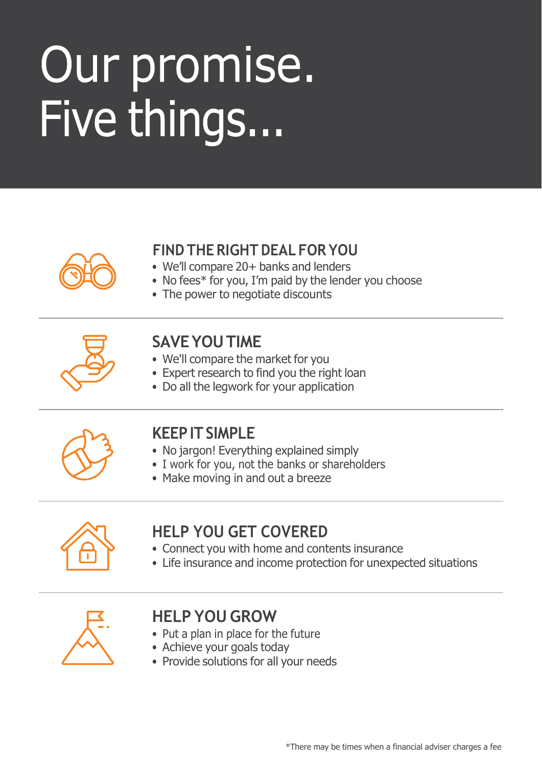# Our promise.
# Five things...

## FIND THE RIGHT DEAL FOR YOU

- We'll compare 20+ banks and lenders
- No fees* for you, I'm paid by the lender you choose
- The power to negotiate discounts

## SAVE YOU TIME

- We'll compare the market for you
- Expert research to find you the right loan
- Do all the legwork for your application

## KEEP IT SIMPLE

- No jargon! Everything explained simply
- I work for you, not the banks or shareholders
- Make moving in and out a breeze

## HELP YOU GET COVERED

- Connect you with home and contents insurance
- Life insurance and income protection for unexpected situations

## HELP YOU GROW

- Put a plan in place for the future
- Achieve your goals today
- Provide solutions for all your needs

*There may be times when a financial adviser charges a fee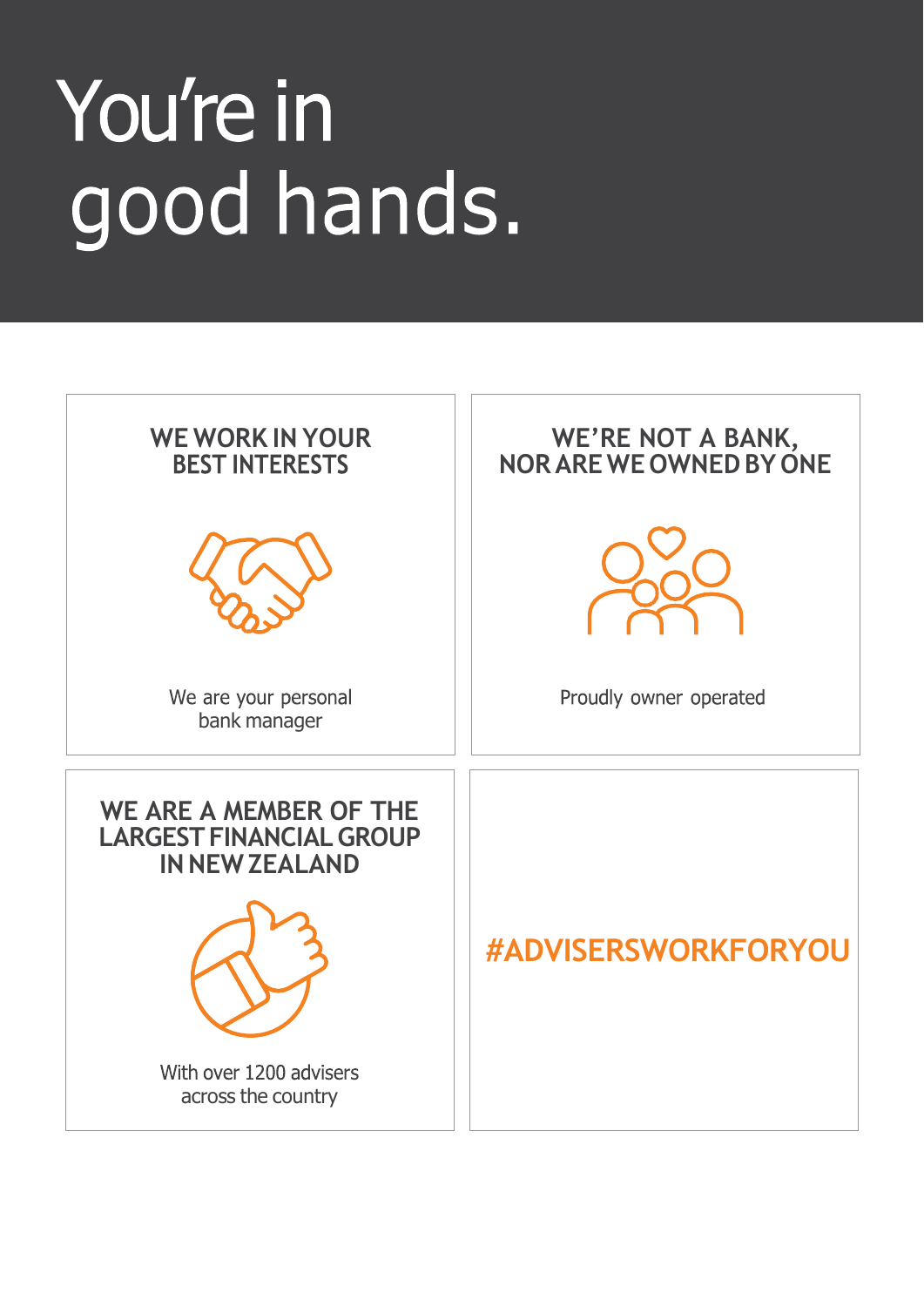# You're in good hands.

### WE WORK IN YOUR BEST INTERESTS

We are your personal bank manager

### WE'RE NOT A BANK, NOR ARE WE OWNED BY ONE

Proudly owner operated

### WE ARE A MEMBER OF THE LARGEST FINANCIAL GROUP IN NEW ZEALAND

With over 1200 advisers across the country

#ADVISERSWORKFORYOU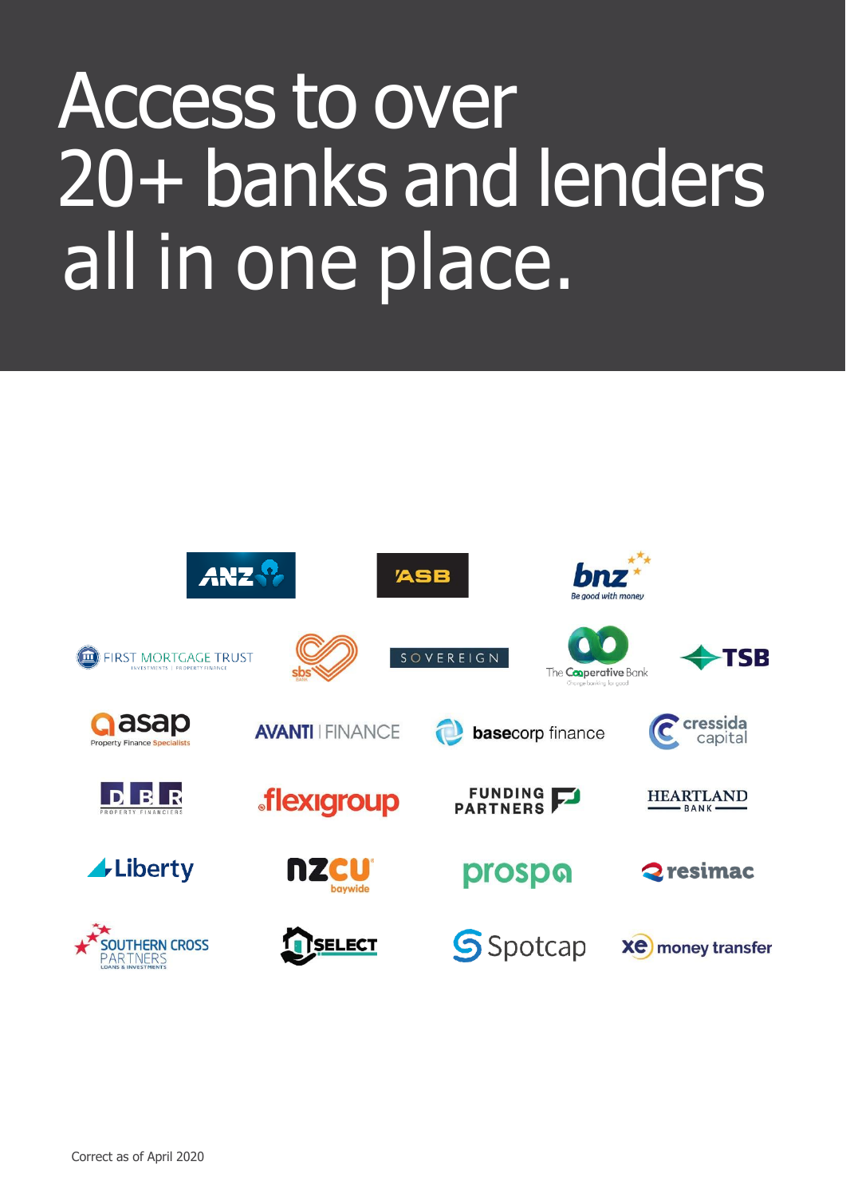# Access to over 20+ banks and lenders all in one place.

ANZ | ASB | bnz Be good with money

FIRST MORTGAGE TRUST INVESTMENTS | PROPERTY FINANCE | sbs BANK | SOVEREIGN | The Co-operative Bank | TSB

asap Property Finance Specialists | AVANTI | FINANCE | basecorp finance | cressida capital

DBR PROPERTY FINANCIERS | flexigroup | FUNDING PARTNERS | HEARTLAND BANK

Liberty | nzcu baywide | prospa | resimac

SOUTHERN CROSS PARTNERS LOANS & INVESTMENTS | SELECT | Spotcap | xe money transfer

Correct as of April 2020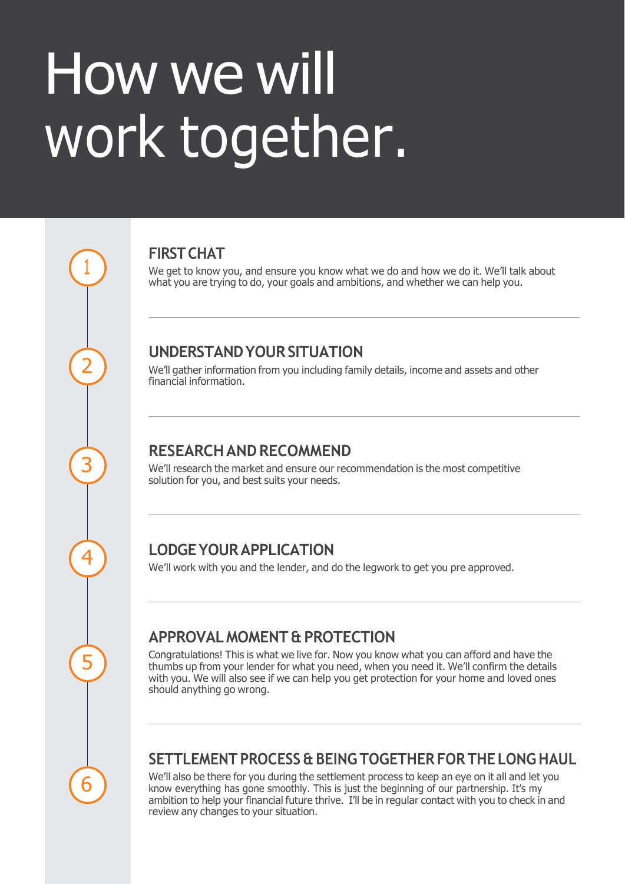# How we will work together.

## 1 FIRST CHAT

We get to know you, and ensure you know what we do and how we do it. We'll talk about what you are trying to do, your goals and ambitions, and whether we can help you.

## 2 UNDERSTAND YOUR SITUATION

We'll gather information from you including family details, income and assets and other financial information.

## 3 RESEARCH AND RECOMMEND

We'll research the market and ensure our recommendation is the most competitive solution for you, and best suits your needs.

## 4 LODGE YOUR APPLICATION

We'll work with you and the lender, and do the legwork to get you pre approved.

## 5 APPROVAL MOMENT & PROTECTION

Congratulations! This is what we live for. Now you know what you can afford and have the thumbs up from your lender for what you need, when you need it. We'll confirm the details with you. We will also see if we can help you get protection for your home and loved ones should anything go wrong.

## 6 SETTLEMENT PROCESS & BEING TOGETHER FOR THE LONG HAUL

We'll also be there for you during the settlement process to keep an eye on it all and let you know everything has gone smoothly. This is just the beginning of our partnership. It's my ambition to help your financial future thrive. I'll be in regular contact with you to check in and review any changes to your situation.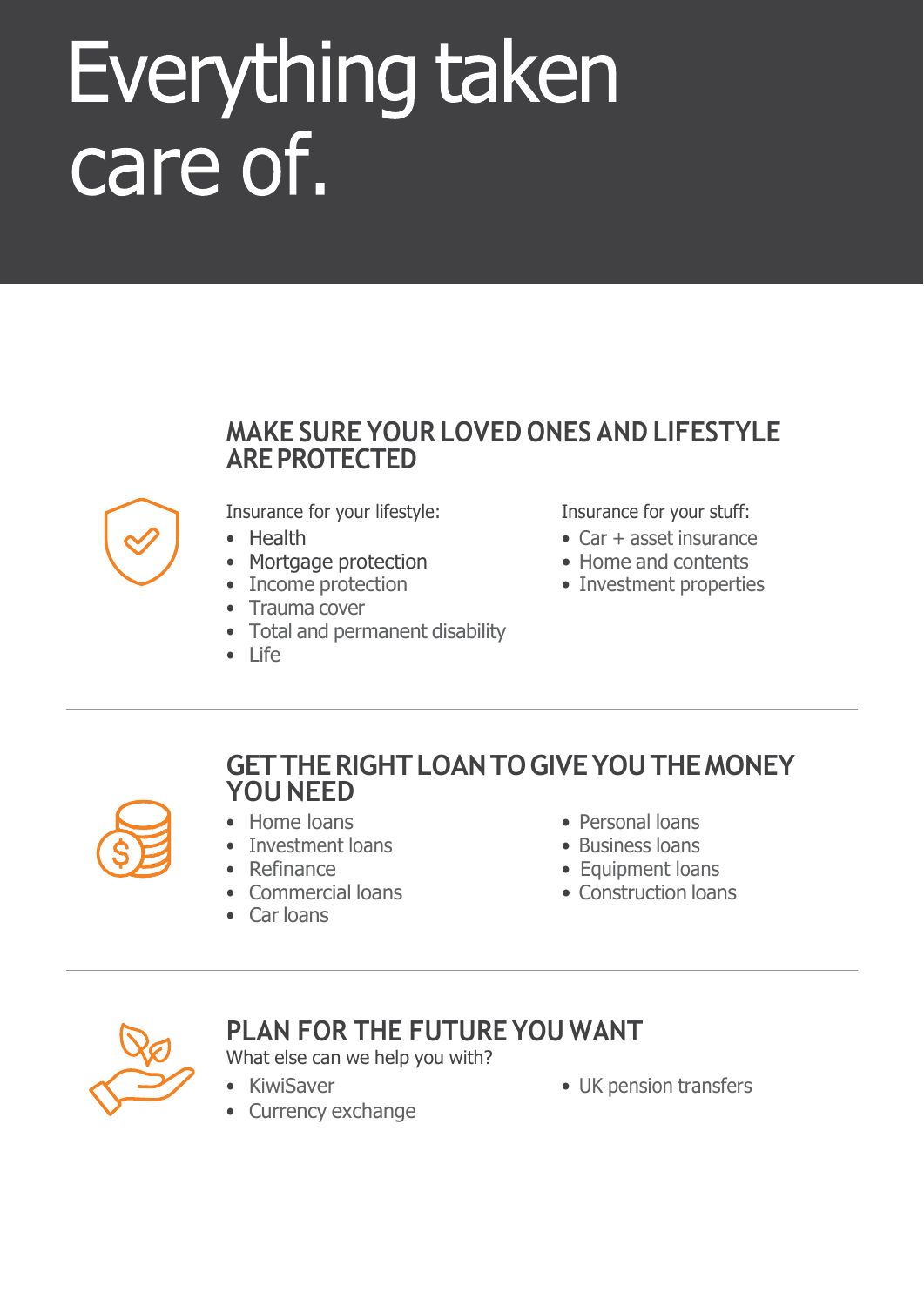# Everything taken care of.

## MAKE SURE YOUR LOVED ONES AND LIFESTYLE ARE PROTECTED

Insurance for your lifestyle:

- Health
- Mortgage protection
- Income protection
- Trauma cover
- Total and permanent disability
- Life

Insurance for your stuff:

- Car + asset insurance
- Home and contents
- Investment properties

## GET THE RIGHT LOAN TO GIVE YOU THE MONEY YOU NEED

- Home loans
- Investment loans
- Refinance
- Commercial loans
- Car loans
- Personal loans
- Business loans
- Equipment loans
- Construction loans

## PLAN FOR THE FUTURE YOU WANT

What else can we help you with?

- KiwiSaver
- Currency exchange
- UK pension transfers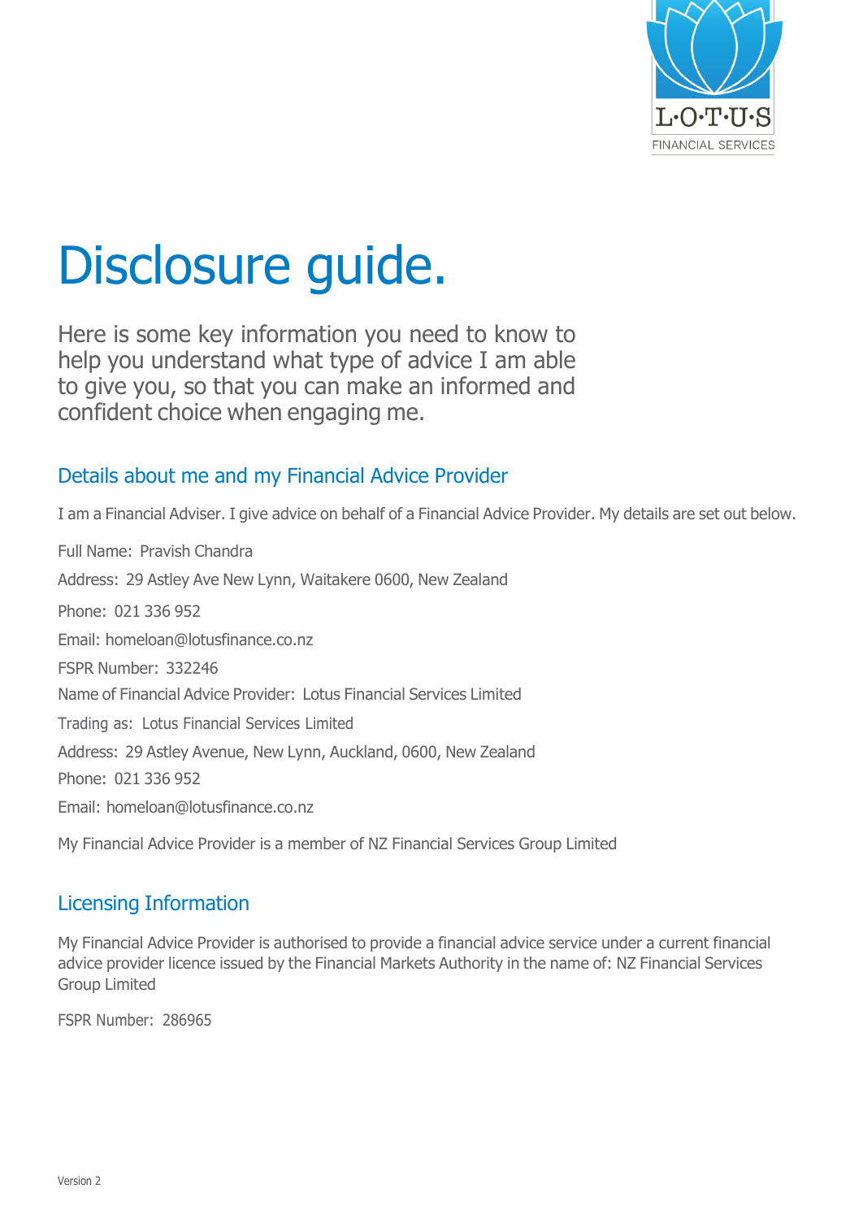# Disclosure guide.

Here is some key information you need to know to help you understand what type of advice I am able to give you, so that you can make an informed and confident choice when engaging me.

## Details about me and my Financial Advice Provider

I am a Financial Adviser. I give advice on behalf of a Financial Advice Provider. My details are set out below.

Full Name: Pravish Chandra

Address: 29 Astley Ave New Lynn, Waitakere 0600, New Zealand

Phone: 021 336 952

Email: homeloan@lotusfinance.co.nz

FSPR Number: 332246

Name of Financial Advice Provider: Lotus Financial Services Limited

Trading as: Lotus Financial Services Limited

Address: 29 Astley Avenue, New Lynn, Auckland, 0600, New Zealand

Phone: 021 336 952

Email: homeloan@lotusfinance.co.nz

My Financial Advice Provider is a member of NZ Financial Services Group Limited

## Licensing Information

My Financial Advice Provider is authorised to provide a financial advice service under a current financial advice provider licence issued by the Financial Markets Authority in the name of: NZ Financial Services Group Limited

FSPR Number: 286965

Version 2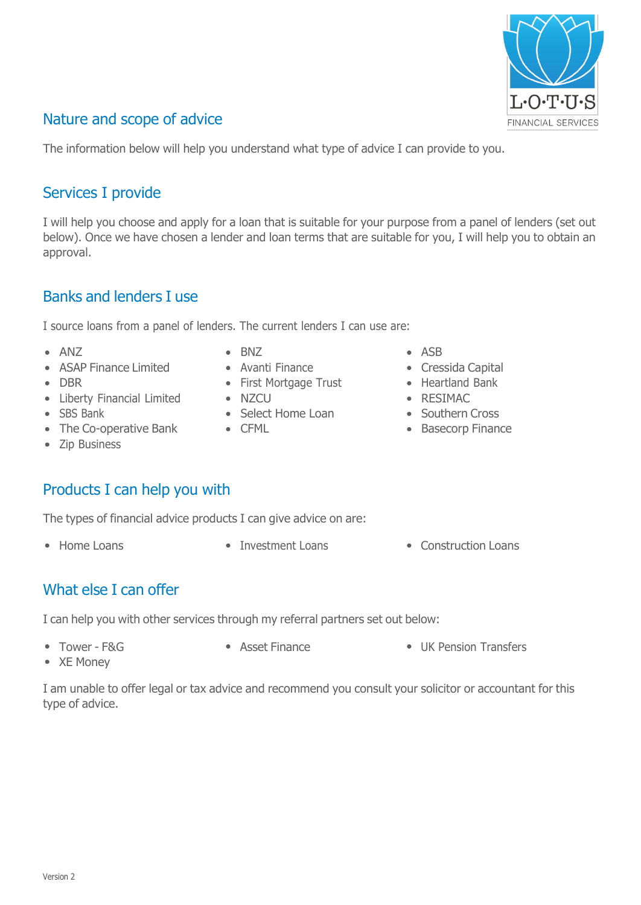## Nature and scope of advice

The information below will help you understand what type of advice I can provide to you.

## Services I provide

I will help you choose and apply for a loan that is suitable for your purpose from a panel of lenders (set out below). Once we have chosen a lender and loan terms that are suitable for you, I will help you to obtain an approval.

## Banks and lenders I use

I source loans from a panel of lenders. The current lenders I can use are:

- ANZ
- ASAP Finance Limited
- DBR
- Liberty Financial Limited
- SBS Bank
- The Co-operative Bank
- Zip Business
- BNZ
- Avanti Finance
- First Mortgage Trust
- NZCU
- Select Home Loan
- CFML
- ASB
- Cressida Capital
- Heartland Bank
- RESIMAC
- Southern Cross
- Basecorp Finance

## Products I can help you with

The types of financial advice products I can give advice on are:

- Home Loans
- Investment Loans
- Construction Loans

## What else I can offer

I can help you with other services through my referral partners set out below:

- Tower - F&G
- XE Money
- Asset Finance
- UK Pension Transfers

I am unable to offer legal or tax advice and recommend you consult your solicitor or accountant for this type of advice.

Version 2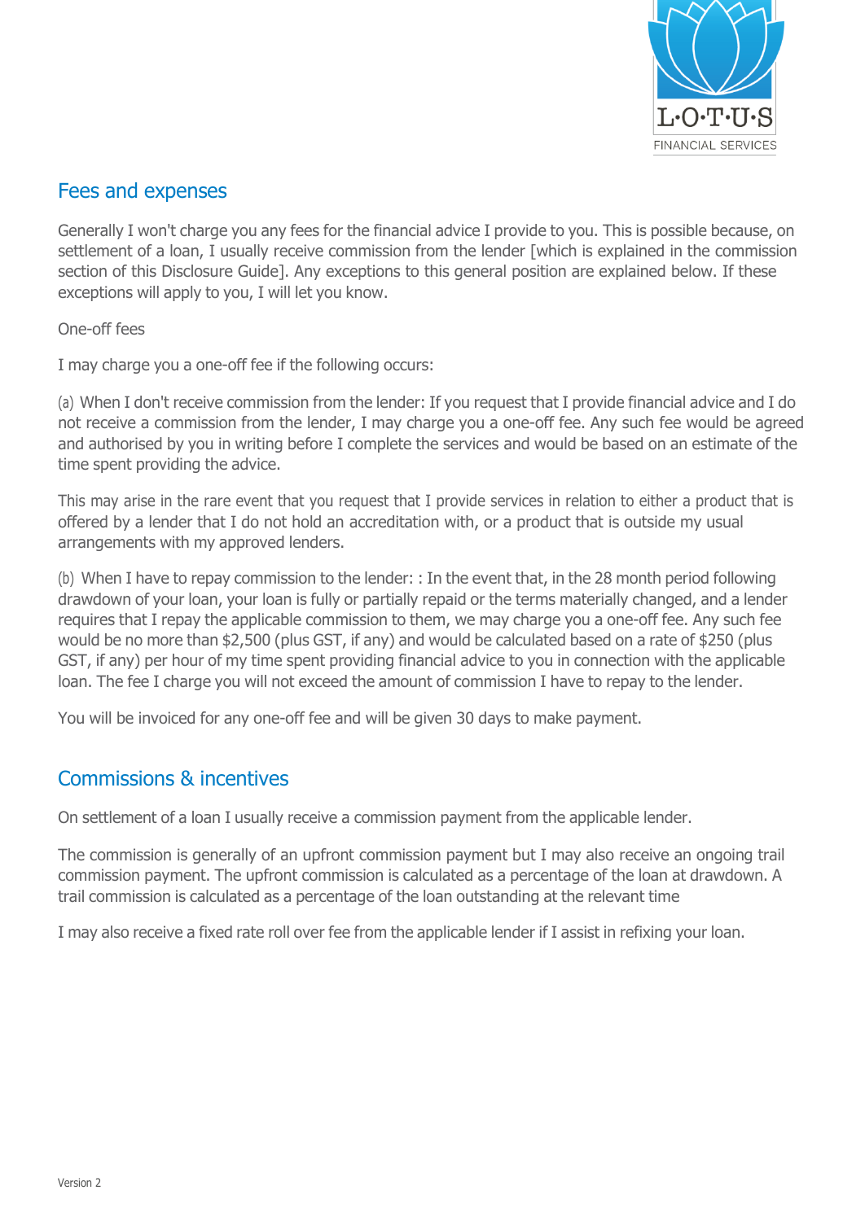## Fees and expenses

Generally I won't charge you any fees for the financial advice I provide to you. This is possible because, on settlement of a loan, I usually receive commission from the lender [which is explained in the commission section of this Disclosure Guide]. Any exceptions to this general position are explained below. If these exceptions will apply to you, I will let you know.

One-off fees

I may charge you a one-off fee if the following occurs:

(a) When I don't receive commission from the lender: If you request that I provide financial advice and I do not receive a commission from the lender, I may charge you a one-off fee. Any such fee would be agreed and authorised by you in writing before I complete the services and would be based on an estimate of the time spent providing the advice.

This may arise in the rare event that you request that I provide services in relation to either a product that is offered by a lender that I do not hold an accreditation with, or a product that is outside my usual arrangements with my approved lenders.

(b) When I have to repay commission to the lender: : In the event that, in the 28 month period following drawdown of your loan, your loan is fully or partially repaid or the terms materially changed, and a lender requires that I repay the applicable commission to them, we may charge you a one-off fee. Any such fee would be no more than $2,500 (plus GST, if any) and would be calculated based on a rate of $250 (plus GST, if any) per hour of my time spent providing financial advice to you in connection with the applicable loan. The fee I charge you will not exceed the amount of commission I have to repay to the lender.

You will be invoiced for any one-off fee and will be given 30 days to make payment.

## Commissions & incentives

On settlement of a loan I usually receive a commission payment from the applicable lender.

The commission is generally of an upfront commission payment but I may also receive an ongoing trail commission payment. The upfront commission is calculated as a percentage of the loan at drawdown. A trail commission is calculated as a percentage of the loan outstanding at the relevant time

I may also receive a fixed rate roll over fee from the applicable lender if I assist in refixing your loan.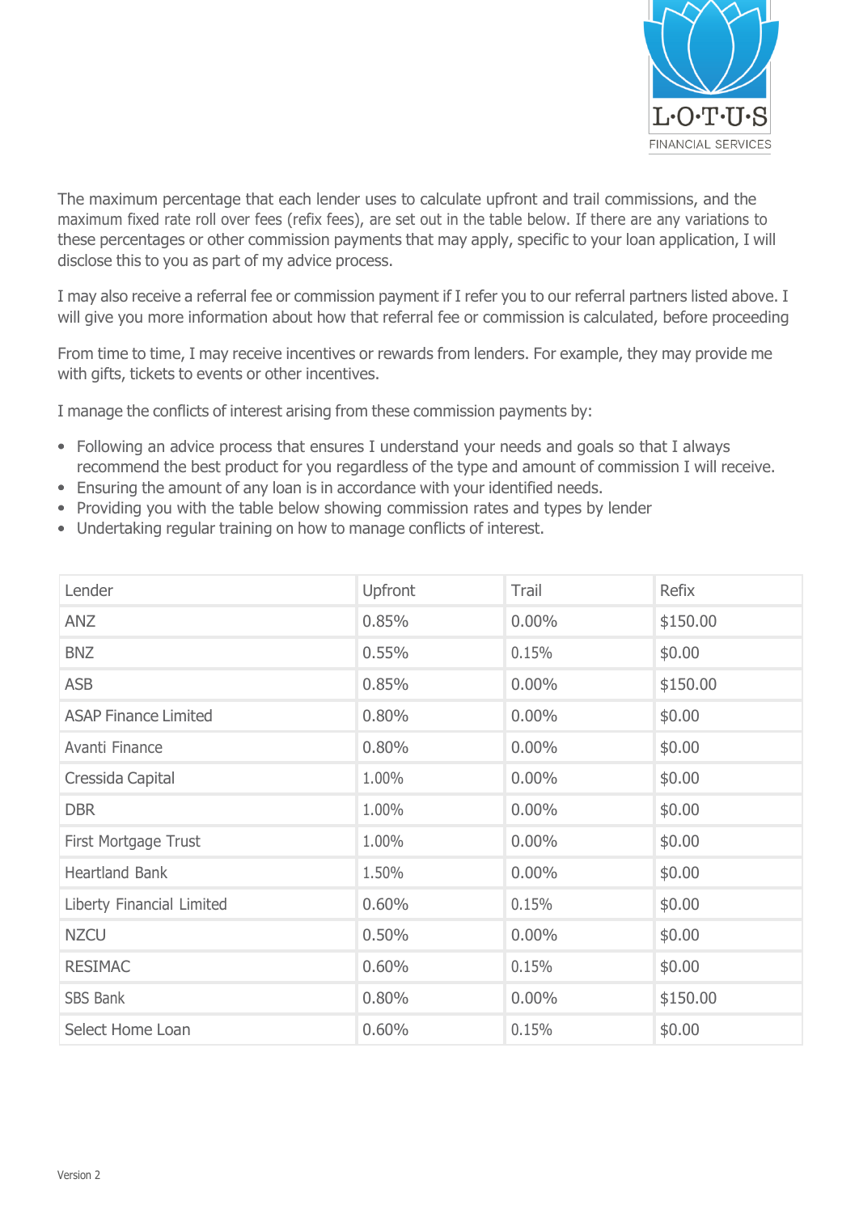The maximum percentage that each lender uses to calculate upfront and trail commissions, and the maximum fixed rate roll over fees (refix fees), are set out in the table below. If there are any variations to these percentages or other commission payments that may apply, specific to your loan application, I will disclose this to you as part of my advice process.

I may also receive a referral fee or commission payment if I refer you to our referral partners listed above. I will give you more information about how that referral fee or commission is calculated, before proceeding

From time to time, I may receive incentives or rewards from lenders. For example, they may provide me with gifts, tickets to events or other incentives.

I manage the conflicts of interest arising from these commission payments by:

- Following an advice process that ensures I understand your needs and goals so that I always recommend the best product for you regardless of the type and amount of commission I will receive.
- Ensuring the amount of any loan is in accordance with your identified needs.
- Providing you with the table below showing commission rates and types by lender
- Undertaking regular training on how to manage conflicts of interest.

| Lender | Upfront | Trail | Refix |
|---|---|---|---|
| ANZ | 0.85% | 0.00% | $150.00 |
| BNZ | 0.55% | 0.15% | $0.00 |
| ASB | 0.85% | 0.00% | $150.00 |
| ASAP Finance Limited | 0.80% | 0.00% | $0.00 |
| Avanti Finance | 0.80% | 0.00% | $0.00 |
| Cressida Capital | 1.00% | 0.00% | $0.00 |
| DBR | 1.00% | 0.00% | $0.00 |
| First Mortgage Trust | 1.00% | 0.00% | $0.00 |
| Heartland Bank | 1.50% | 0.00% | $0.00 |
| Liberty Financial Limited | 0.60% | 0.15% | $0.00 |
| NZCU | 0.50% | 0.00% | $0.00 |
| RESIMAC | 0.60% | 0.15% | $0.00 |
| SBS Bank | 0.80% | 0.00% | $150.00 |
| Select Home Loan | 0.60% | 0.15% | $0.00 |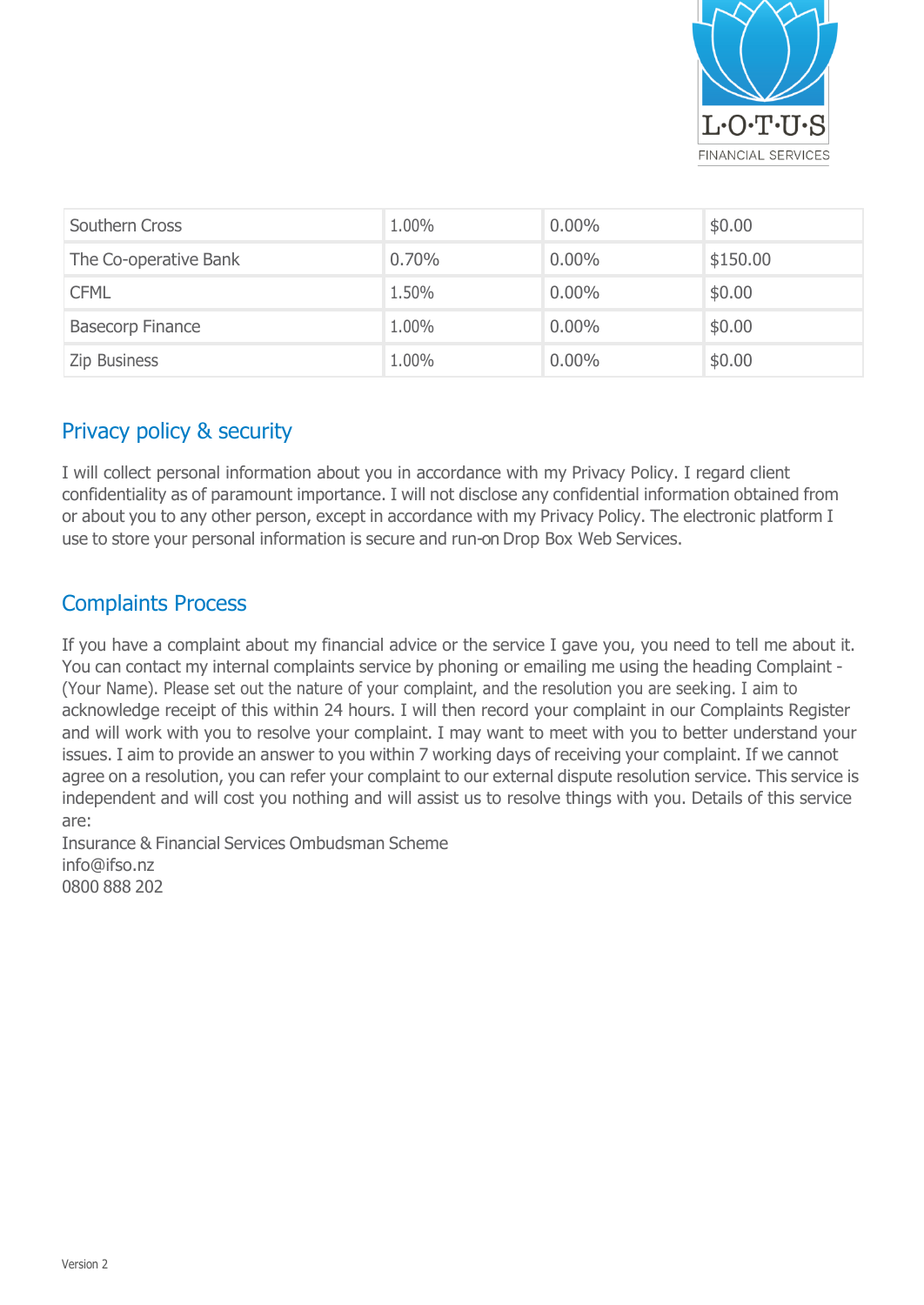| Southern Cross | 1.00% | 0.00% | $0.00 |
|---|---|---|---|
| The Co-operative Bank | 0.70% | 0.00% | $150.00 |
| CFML | 1.50% | 0.00% | $0.00 |
| Basecorp Finance | 1.00% | 0.00% | $0.00 |
| Zip Business | 1.00% | 0.00% | $0.00 |

## Privacy policy & security

I will collect personal information about you in accordance with my Privacy Policy. I regard client confidentiality as of paramount importance. I will not disclose any confidential information obtained from or about you to any other person, except in accordance with my Privacy Policy. The electronic platform I use to store your personal information is secure and run-on Drop Box Web Services.

## Complaints Process

If you have a complaint about my financial advice or the service I gave you, you need to tell me about it. You can contact my internal complaints service by phoning or emailing me using the heading Complaint - (Your Name). Please set out the nature of your complaint, and the resolution you are seeking. I aim to acknowledge receipt of this within 24 hours. I will then record your complaint in our Complaints Register and will work with you to resolve your complaint. I may want to meet with you to better understand your issues. I aim to provide an answer to you within 7 working days of receiving your complaint. If we cannot agree on a resolution, you can refer your complaint to our external dispute resolution service. This service is independent and will cost you nothing and will assist us to resolve things with you. Details of this service are:

Insurance & Financial Services Ombudsman Scheme
info@ifso.nz
0800 888 202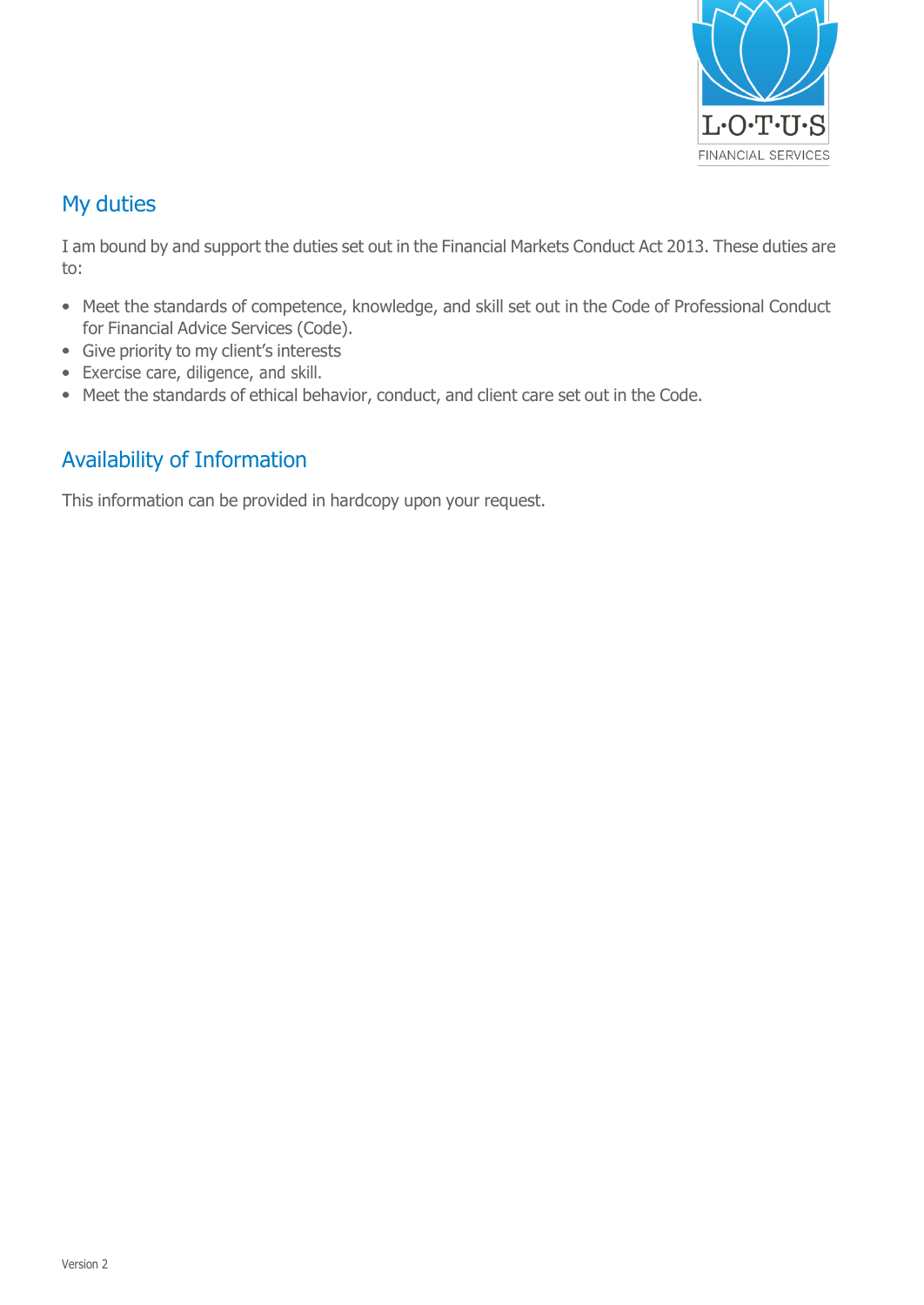## My duties

I am bound by and support the duties set out in the Financial Markets Conduct Act 2013. These duties are to:

- Meet the standards of competence, knowledge, and skill set out in the Code of Professional Conduct for Financial Advice Services (Code).
- Give priority to my client's interests
- Exercise care, diligence, and skill.
- Meet the standards of ethical behavior, conduct, and client care set out in the Code.

## Availability of Information

This information can be provided in hardcopy upon your request.